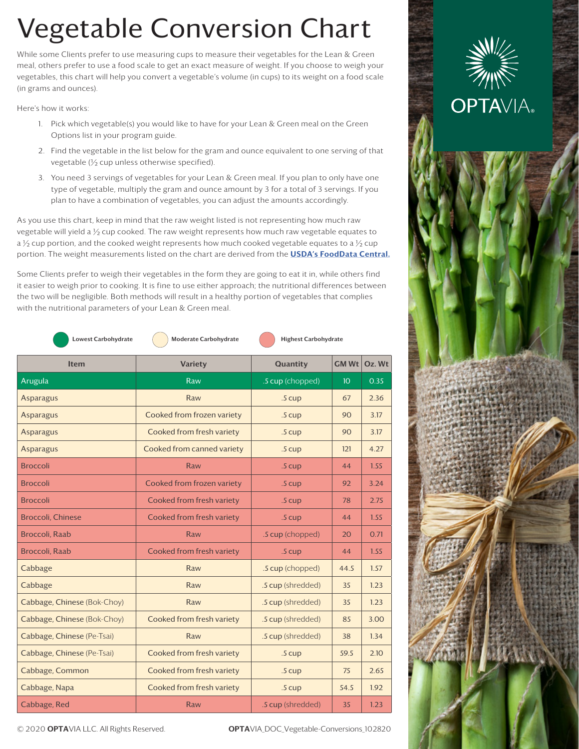# Vegetable Conversion Chart

While some Clients prefer to use measuring cups to measure their vegetables for the Lean & Green meal, others prefer to use a food scale to get an exact measure of weight. If you choose to weigh your vegetables, this chart will help you convert a vegetable's volume (in cups) to its weight on a food scale (in grams and ounces).

Here's how it works:

1. Pick which vegetable(s) you would like to have for your Lean & Green meal on the Green Options list in your program guide.
2. Find the vegetable in the list below for the gram and ounce equivalent to one serving of that vegetable (½ cup unless otherwise specified).
3. You need 3 servings of vegetables for your Lean & Green meal. If you plan to only have one type of vegetable, multiply the gram and ounce amount by 3 for a total of 3 servings. If you plan to have a combination of vegetables, you can adjust the amounts accordingly.

As you use this chart, keep in mind that the raw weight listed is not representing how much raw vegetable will yield a ½ cup cooked. The raw weight represents how much raw vegetable equates to a ½ cup portion, and the cooked weight represents how much cooked vegetable equates to a ½ cup portion. The weight measurements listed on the chart are derived from the **USDA's FoodData Central.**

Some Clients prefer to weigh their vegetables in the form they are going to eat it in, while others find it easier to weigh prior to cooking. It is fine to use either approach; the nutritional differences between the two will be negligible. Both methods will result in a healthy portion of vegetables that complies with the nutritional parameters of your Lean & Green meal.

**Lowest Carbohydrate** | **Moderate Carbohydrate** | **Highest Carbohydrate**

| Item | Variety | Quantity | GM Wt | Oz. Wt |
|---|---|---|---|---|
| Arugula | Raw | .5 cup (chopped) | 10 | 0.35 |
| Asparagus | Raw | .5 cup | 67 | 2.36 |
| Asparagus | Cooked from frozen variety | .5 cup | 90 | 3.17 |
| Asparagus | Cooked from fresh variety | .5 cup | 90 | 3.17 |
| Asparagus | Cooked from canned variety | .5 cup | 121 | 4.27 |
| Broccoli | Raw | .5 cup | 44 | 1.55 |
| Broccoli | Cooked from frozen variety | .5 cup | 92 | 3.24 |
| Broccoli | Cooked from fresh variety | .5 cup | 78 | 2.75 |
| Broccoli, Chinese | Cooked from fresh variety | .5 cup | 44 | 1.55 |
| Broccoli, Raab | Raw | .5 cup (chopped) | 20 | 0.71 |
| Broccoli, Raab | Cooked from fresh variety | .5 cup | 44 | 1.55 |
| Cabbage | Raw | .5 cup (chopped) | 44.5 | 1.57 |
| Cabbage | Raw | .5 cup (shredded) | 35 | 1.23 |
| Cabbage, Chinese (Bok-Choy) | Raw | .5 cup (shredded) | 35 | 1.23 |
| Cabbage, Chinese (Bok-Choy) | Cooked from fresh variety | .5 cup (shredded) | 85 | 3.00 |
| Cabbage, Chinese (Pe-Tsai) | Raw | .5 cup (shredded) | 38 | 1.34 |
| Cabbage, Chinese (Pe-Tsai) | Cooked from fresh variety | .5 cup | 59.5 | 2.10 |
| Cabbage, Common | Cooked from fresh variety | .5 cup | 75 | 2.65 |
| Cabbage, Napa | Cooked from fresh variety | .5 cup | 54.5 | 1.92 |
| Cabbage, Red | Raw | .5 cup (shredded) | 35 | 1.23 |

© 2020 **OPTA**VIA LLC. All Rights Reserved. **OPTA**VIA_DOC_Vegetable-Conversions_102820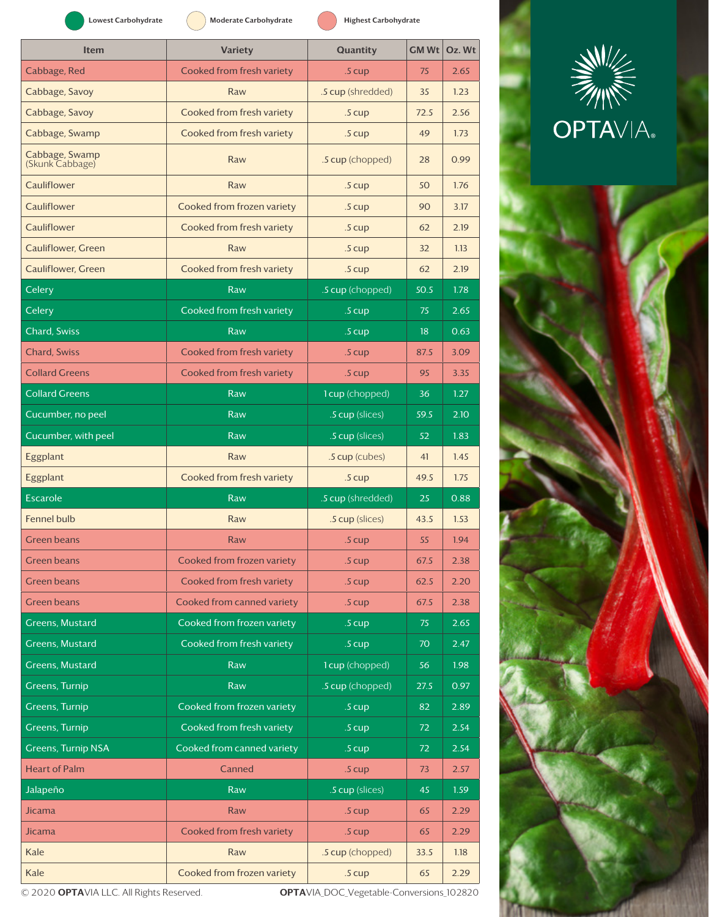Lowest Carbohydrate | Moderate Carbohydrate | Highest Carbohydrate

| Item | Variety | Quantity | GM Wt | Oz. Wt |
|---|---|---|---|---|
| Cabbage, Red | Cooked from fresh variety | .5 cup | 75 | 2.65 |
| Cabbage, Savoy | Raw | .5 cup (shredded) | 35 | 1.23 |
| Cabbage, Savoy | Cooked from fresh variety | .5 cup | 72.5 | 2.56 |
| Cabbage, Swamp | Cooked from fresh variety | .5 cup | 49 | 1.73 |
| Cabbage, Swamp (Skunk Cabbage) | Raw | .5 cup (chopped) | 28 | 0.99 |
| Cauliflower | Raw | .5 cup | 50 | 1.76 |
| Cauliflower | Cooked from frozen variety | .5 cup | 90 | 3.17 |
| Cauliflower | Cooked from fresh variety | .5 cup | 62 | 2.19 |
| Cauliflower, Green | Raw | .5 cup | 32 | 1.13 |
| Cauliflower, Green | Cooked from fresh variety | .5 cup | 62 | 2.19 |
| Celery | Raw | .5 cup (chopped) | 50.5 | 1.78 |
| Celery | Cooked from fresh variety | .5 cup | 75 | 2.65 |
| Chard, Swiss | Raw | .5 cup | 18 | 0.63 |
| Chard, Swiss | Cooked from fresh variety | .5 cup | 87.5 | 3.09 |
| Collard Greens | Cooked from fresh variety | .5 cup | 95 | 3.35 |
| Collard Greens | Raw | 1 cup (chopped) | 36 | 1.27 |
| Cucumber, no peel | Raw | .5 cup (slices) | 59.5 | 2.10 |
| Cucumber, with peel | Raw | .5 cup (slices) | 52 | 1.83 |
| Eggplant | Raw | .5 cup (cubes) | 41 | 1.45 |
| Eggplant | Cooked from fresh variety | .5 cup | 49.5 | 1.75 |
| Escarole | Raw | .5 cup (shredded) | 25 | 0.88 |
| Fennel bulb | Raw | .5 cup (slices) | 43.5 | 1.53 |
| Green beans | Raw | .5 cup | 55 | 1.94 |
| Green beans | Cooked from frozen variety | .5 cup | 67.5 | 2.38 |
| Green beans | Cooked from fresh variety | .5 cup | 62.5 | 2.20 |
| Green beans | Cooked from canned variety | .5 cup | 67.5 | 2.38 |
| Greens, Mustard | Cooked from frozen variety | .5 cup | 75 | 2.65 |
| Greens, Mustard | Cooked from fresh variety | .5 cup | 70 | 2.47 |
| Greens, Mustard | Raw | 1 cup (chopped) | 56 | 1.98 |
| Greens, Turnip | Raw | .5 cup (chopped) | 27.5 | 0.97 |
| Greens, Turnip | Cooked from frozen variety | .5 cup | 82 | 2.89 |
| Greens, Turnip | Cooked from fresh variety | .5 cup | 72 | 2.54 |
| Greens, Turnip NSA | Cooked from canned variety | .5 cup | 72 | 2.54 |
| Heart of Palm | Canned | .5 cup | 73 | 2.57 |
| Jalapeño | Raw | .5 cup (slices) | 45 | 1.59 |
| Jicama | Raw | .5 cup | 65 | 2.29 |
| Jicama | Cooked from fresh variety | .5 cup | 65 | 2.29 |
| Kale | Raw | .5 cup (chopped) | 33.5 | 1.18 |
| Kale | Cooked from frozen variety | .5 cup | 65 | 2.29 |

© 2020 **OPTA**VIA LLC. All Rights Reserved. **OPTA**VIA_DOC_Vegetable-Conversions_102820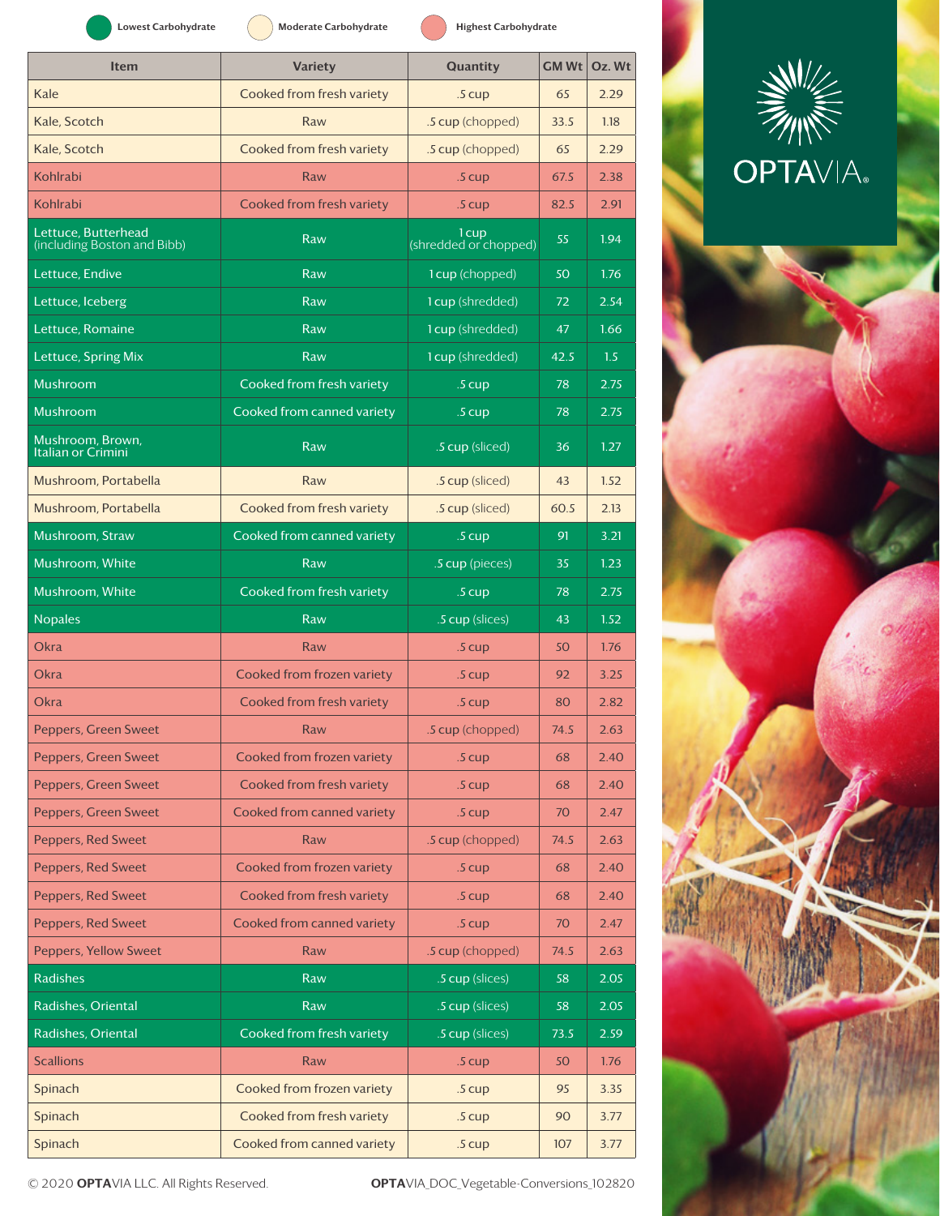Lowest Carbohydrate · Moderate Carbohydrate · Highest Carbohydrate

| Item | Variety | Quantity | GM Wt | Oz. Wt |
| --- | --- | --- | --- | --- |
| Kale | Cooked from fresh variety | .5 cup | 65 | 2.29 |
| Kale, Scotch | Raw | .5 cup (chopped) | 33.5 | 1.18 |
| Kale, Scotch | Cooked from fresh variety | .5 cup (chopped) | 65 | 2.29 |
| Kohlrabi | Raw | .5 cup | 67.5 | 2.38 |
| Kohlrabi | Cooked from fresh variety | .5 cup | 82.5 | 2.91 |
| Lettuce, Butterhead (including Boston and Bibb) | Raw | 1 cup (shredded or chopped) | 55 | 1.94 |
| Lettuce, Endive | Raw | 1 cup (chopped) | 50 | 1.76 |
| Lettuce, Iceberg | Raw | 1 cup (shredded) | 72 | 2.54 |
| Lettuce, Romaine | Raw | 1 cup (shredded) | 47 | 1.66 |
| Lettuce, Spring Mix | Raw | 1 cup (shredded) | 42.5 | 1.5 |
| Mushroom | Cooked from fresh variety | .5 cup | 78 | 2.75 |
| Mushroom | Cooked from canned variety | .5 cup | 78 | 2.75 |
| Mushroom, Brown, Italian or Crimini | Raw | .5 cup (sliced) | 36 | 1.27 |
| Mushroom, Portabella | Raw | .5 cup (sliced) | 43 | 1.52 |
| Mushroom, Portabella | Cooked from fresh variety | .5 cup (sliced) | 60.5 | 2.13 |
| Mushroom, Straw | Cooked from canned variety | .5 cup | 91 | 3.21 |
| Mushroom, White | Raw | .5 cup (pieces) | 35 | 1.23 |
| Mushroom, White | Cooked from fresh variety | .5 cup | 78 | 2.75 |
| Nopales | Raw | .5 cup (slices) | 43 | 1.52 |
| Okra | Raw | .5 cup | 50 | 1.76 |
| Okra | Cooked from frozen variety | .5 cup | 92 | 3.25 |
| Okra | Cooked from fresh variety | .5 cup | 80 | 2.82 |
| Peppers, Green Sweet | Raw | .5 cup (chopped) | 74.5 | 2.63 |
| Peppers, Green Sweet | Cooked from frozen variety | .5 cup | 68 | 2.40 |
| Peppers, Green Sweet | Cooked from fresh variety | .5 cup | 68 | 2.40 |
| Peppers, Green Sweet | Cooked from canned variety | .5 cup | 70 | 2.47 |
| Peppers, Red Sweet | Raw | .5 cup (chopped) | 74.5 | 2.63 |
| Peppers, Red Sweet | Cooked from frozen variety | .5 cup | 68 | 2.40 |
| Peppers, Red Sweet | Cooked from fresh variety | .5 cup | 68 | 2.40 |
| Peppers, Red Sweet | Cooked from canned variety | .5 cup | 70 | 2.47 |
| Peppers, Yellow Sweet | Raw | .5 cup (chopped) | 74.5 | 2.63 |
| Radishes | Raw | .5 cup (slices) | 58 | 2.05 |
| Radishes, Oriental | Raw | .5 cup (slices) | 58 | 2.05 |
| Radishes, Oriental | Cooked from fresh variety | .5 cup (slices) | 73.5 | 2.59 |
| Scallions | Raw | .5 cup | 50 | 1.76 |
| Spinach | Cooked from frozen variety | .5 cup | 95 | 3.35 |
| Spinach | Cooked from fresh variety | .5 cup | 90 | 3.77 |
| Spinach | Cooked from canned variety | .5 cup | 107 | 3.77 |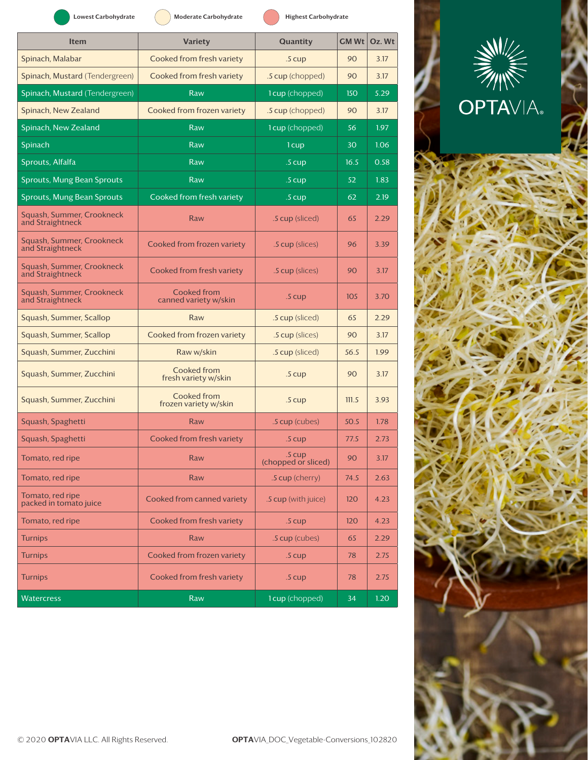Lowest Carbohydrate | Moderate Carbohydrate | Highest Carbohydrate

| Item | Variety | Quantity | GM Wt | Oz. Wt |
|---|---|---|---|---|
| Spinach, Malabar | Cooked from fresh variety | .5 cup | 90 | 3.17 |
| Spinach, Mustard (Tendergreen) | Cooked from fresh variety | .5 cup (chopped) | 90 | 3.17 |
| Spinach, Mustard (Tendergreen) | Raw | 1 cup (chopped) | 150 | 5.29 |
| Spinach, New Zealand | Cooked from frozen variety | .5 cup (chopped) | 90 | 3.17 |
| Spinach, New Zealand | Raw | 1 cup (chopped) | 56 | 1.97 |
| Spinach | Raw | 1 cup | 30 | 1.06 |
| Sprouts, Alfalfa | Raw | .5 cup | 16.5 | 0.58 |
| Sprouts, Mung Bean Sprouts | Raw | .5 cup | 52 | 1.83 |
| Sprouts, Mung Bean Sprouts | Cooked from fresh variety | .5 cup | 62 | 2.19 |
| Squash, Summer, Crookneck and Straightneck | Raw | .5 cup (sliced) | 65 | 2.29 |
| Squash, Summer, Crookneck and Straightneck | Cooked from frozen variety | .5 cup (slices) | 96 | 3.39 |
| Squash, Summer, Crookneck and Straightneck | Cooked from fresh variety | .5 cup (slices) | 90 | 3.17 |
| Squash, Summer, Crookneck and Straightneck | Cooked from canned variety w/skin | .5 cup | 105 | 3.70 |
| Squash, Summer, Scallop | Raw | .5 cup (sliced) | 65 | 2.29 |
| Squash, Summer, Scallop | Cooked from frozen variety | .5 cup (slices) | 90 | 3.17 |
| Squash, Summer, Zucchini | Raw w/skin | .5 cup (sliced) | 56.5 | 1.99 |
| Squash, Summer, Zucchini | Cooked from fresh variety w/skin | .5 cup | 90 | 3.17 |
| Squash, Summer, Zucchini | Cooked from frozen variety w/skin | .5 cup | 111.5 | 3.93 |
| Squash, Spaghetti | Raw | .5 cup (cubes) | 50.5 | 1.78 |
| Squash, Spaghetti | Cooked from fresh variety | .5 cup | 77.5 | 2.73 |
| Tomato, red ripe | Raw | .5 cup (chopped or sliced) | 90 | 3.17 |
| Tomato, red ripe | Raw | .5 cup (cherry) | 74.5 | 2.63 |
| Tomato, red ripe packed in tomato juice | Cooked from canned variety | .5 cup (with juice) | 120 | 4.23 |
| Tomato, red ripe | Cooked from fresh variety | .5 cup | 120 | 4.23 |
| Turnips | Raw | .5 cup (cubes) | 65 | 2.29 |
| Turnips | Cooked from frozen variety | .5 cup | 78 | 2.75 |
| Turnips | Cooked from fresh variety | .5 cup | 78 | 2.75 |
| Watercress | Raw | 1 cup (chopped) | 34 | 1.20 |